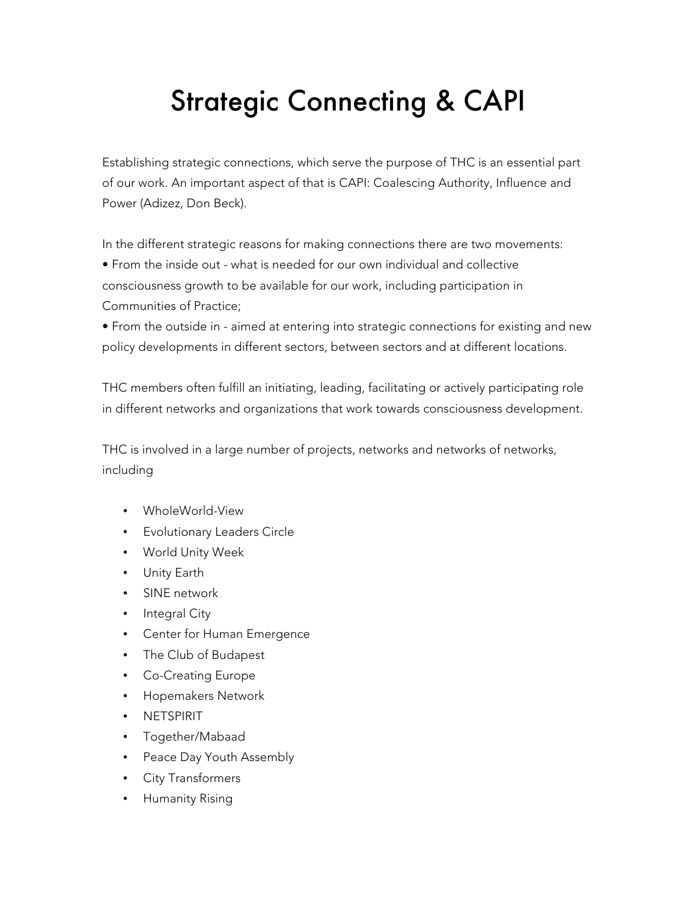# Strategic Connecting & CAPI

Establishing strategic connections, which serve the purpose of THC is an essential part of our work. An important aspect of that is CAPI: Coalescing Authority, Influence and Power (Adizez, Don Beck).

In the different strategic reasons for making connections there are two movements:

- From the inside out - what is needed for our own individual and collective consciousness growth to be available for our work, including participation in Communities of Practice;
- From the outside in - aimed at entering into strategic connections for existing and new policy developments in different sectors, between sectors and at different locations.

THC members often fulfill an initiating, leading, facilitating or actively participating role in different networks and organizations that work towards consciousness development.

THC is involved in a large number of projects, networks and networks of networks, including

- WholeWorld-View
- Evolutionary Leaders Circle
- World Unity Week
- Unity Earth
- SINE network
- Integral City
- Center for Human Emergence
- The Club of Budapest
- Co-Creating Europe
- Hopemakers Network
- NETSPIRIT
- Together/Mabaad
- Peace Day Youth Assembly
- City Transformers
- Humanity Rising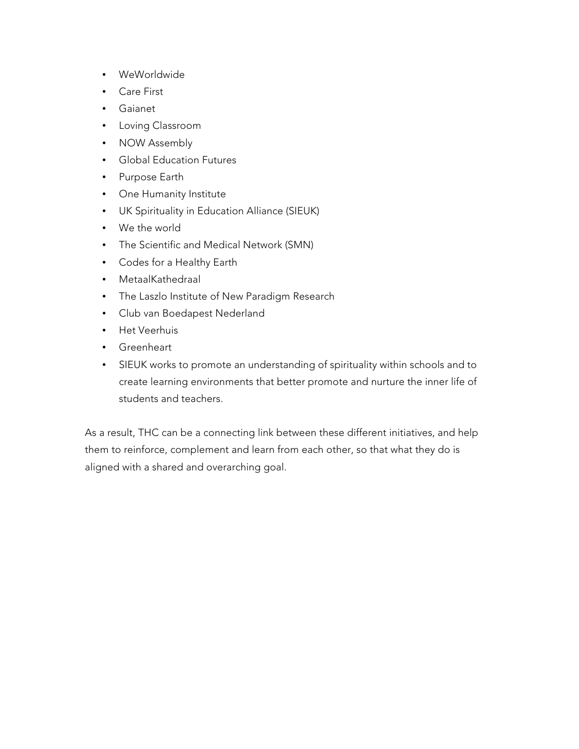- WeWorldwide
- Care First
- Gaianet
- Loving Classroom
- NOW Assembly
- Global Education Futures
- Purpose Earth
- One Humanity Institute
- UK Spirituality in Education Alliance (SIEUK)
- We the world
- The Scientific and Medical Network (SMN)
- Codes for a Healthy Earth
- MetaalKathedraal
- The Laszlo Institute of New Paradigm Research
- Club van Boedapest Nederland
- Het Veerhuis
- Greenheart
- SIEUK works to promote an understanding of spirituality within schools and to create learning environments that better promote and nurture the inner life of students and teachers.

As a result, THC can be a connecting link between these different initiatives, and help them to reinforce, complement and learn from each other, so that what they do is aligned with a shared and overarching goal.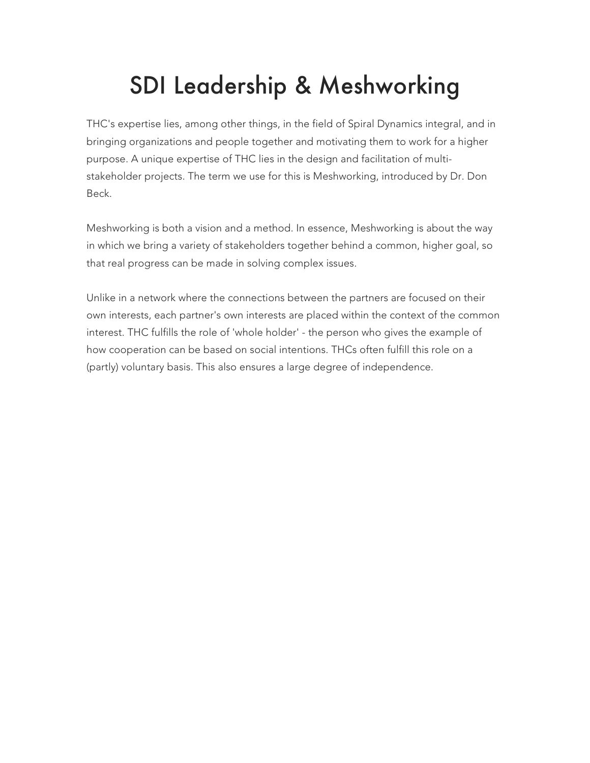# SDI Leadership & Meshworking

THC's expertise lies, among other things, in the field of Spiral Dynamics integral, and in bringing organizations and people together and motivating them to work for a higher purpose. A unique expertise of THC lies in the design and facilitation of multi-stakeholder projects. The term we use for this is Meshworking, introduced by Dr. Don Beck.

Meshworking is both a vision and a method. In essence, Meshworking is about the way in which we bring a variety of stakeholders together behind a common, higher goal, so that real progress can be made in solving complex issues.

Unlike in a network where the connections between the partners are focused on their own interests, each partner's own interests are placed within the context of the common interest. THC fulfills the role of 'whole holder' - the person who gives the example of how cooperation can be based on social intentions. THCs often fulfill this role on a (partly) voluntary basis. This also ensures a large degree of independence.